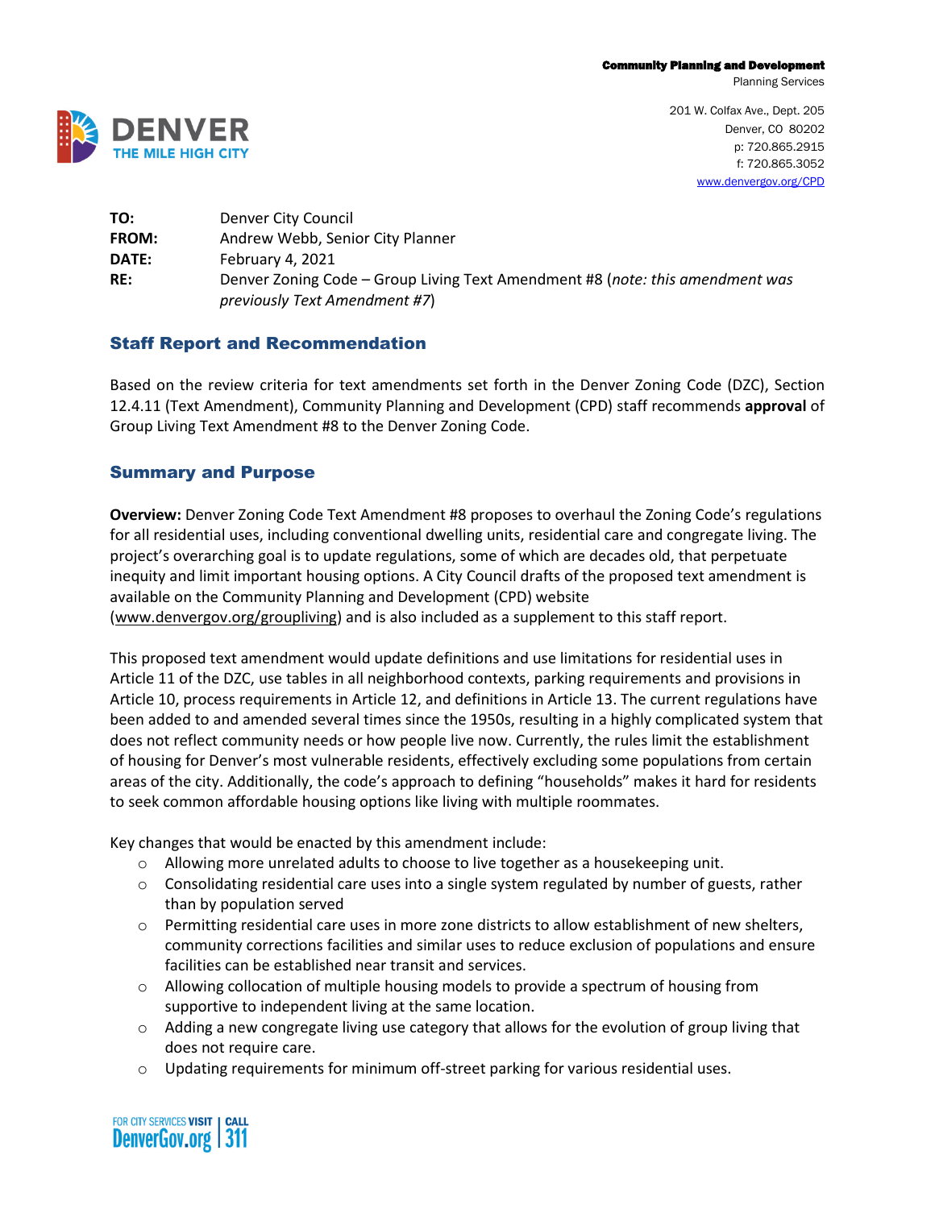Community Planning and Development
Planning Services

201 W. Colfax Ave., Dept. 205
Denver, CO 80202
p: 720.865.2915
f: 720.865.3052
www.denvergov.org/CPD

**TO:** Denver City Council
**FROM:** Andrew Webb, Senior City Planner
**DATE:** February 4, 2021
**RE:** Denver Zoning Code – Group Living Text Amendment #8 (*note: this amendment was previously Text Amendment #7*)

## Staff Report and Recommendation

Based on the review criteria for text amendments set forth in the Denver Zoning Code (DZC), Section 12.4.11 (Text Amendment), Community Planning and Development (CPD) staff recommends **approval** of Group Living Text Amendment #8 to the Denver Zoning Code.

## Summary and Purpose

**Overview:** Denver Zoning Code Text Amendment #8 proposes to overhaul the Zoning Code's regulations for all residential uses, including conventional dwelling units, residential care and congregate living. The project's overarching goal is to update regulations, some of which are decades old, that perpetuate inequity and limit important housing options. A City Council drafts of the proposed text amendment is available on the Community Planning and Development (CPD) website (www.denvergov.org/groupliving) and is also included as a supplement to this staff report.

This proposed text amendment would update definitions and use limitations for residential uses in Article 11 of the DZC, use tables in all neighborhood contexts, parking requirements and provisions in Article 10, process requirements in Article 12, and definitions in Article 13. The current regulations have been added to and amended several times since the 1950s, resulting in a highly complicated system that does not reflect community needs or how people live now. Currently, the rules limit the establishment of housing for Denver's most vulnerable residents, effectively excluding some populations from certain areas of the city. Additionally, the code's approach to defining "households" makes it hard for residents to seek common affordable housing options like living with multiple roommates.

Key changes that would be enacted by this amendment include:

- Allowing more unrelated adults to choose to live together as a housekeeping unit.
- Consolidating residential care uses into a single system regulated by number of guests, rather than by population served
- Permitting residential care uses in more zone districts to allow establishment of new shelters, community corrections facilities and similar uses to reduce exclusion of populations and ensure facilities can be established near transit and services.
- Allowing collocation of multiple housing models to provide a spectrum of housing from supportive to independent living at the same location.
- Adding a new congregate living use category that allows for the evolution of group living that does not require care.
- Updating requirements for minimum off-street parking for various residential uses.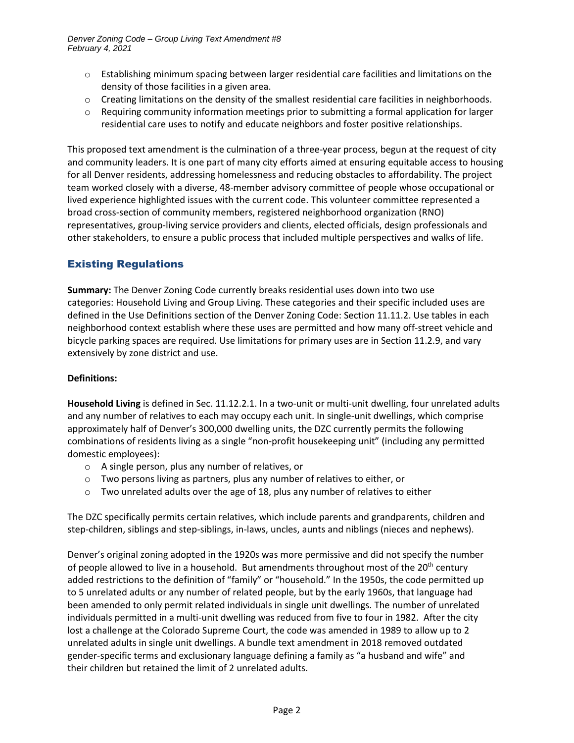- Establishing minimum spacing between larger residential care facilities and limitations on the density of those facilities in a given area.
- Creating limitations on the density of the smallest residential care facilities in neighborhoods.
- Requiring community information meetings prior to submitting a formal application for larger residential care uses to notify and educate neighbors and foster positive relationships.

This proposed text amendment is the culmination of a three-year process, begun at the request of city and community leaders. It is one part of many city efforts aimed at ensuring equitable access to housing for all Denver residents, addressing homelessness and reducing obstacles to affordability. The project team worked closely with a diverse, 48-member advisory committee of people whose occupational or lived experience highlighted issues with the current code. This volunteer committee represented a broad cross-section of community members, registered neighborhood organization (RNO) representatives, group-living service providers and clients, elected officials, design professionals and other stakeholders, to ensure a public process that included multiple perspectives and walks of life.

## Existing Regulations

**Summary:** The Denver Zoning Code currently breaks residential uses down into two use categories: Household Living and Group Living. These categories and their specific included uses are defined in the Use Definitions section of the Denver Zoning Code: Section 11.11.2. Use tables in each neighborhood context establish where these uses are permitted and how many off-street vehicle and bicycle parking spaces are required. Use limitations for primary uses are in Section 11.2.9, and vary extensively by zone district and use.

**Definitions:**

**Household Living** is defined in Sec. 11.12.2.1. In a two-unit or multi-unit dwelling, four unrelated adults and any number of relatives to each may occupy each unit. In single-unit dwellings, which comprise approximately half of Denver's 300,000 dwelling units, the DZC currently permits the following combinations of residents living as a single "non-profit housekeeping unit" (including any permitted domestic employees):

- A single person, plus any number of relatives, or
- Two persons living as partners, plus any number of relatives to either, or
- Two unrelated adults over the age of 18, plus any number of relatives to either

The DZC specifically permits certain relatives, which include parents and grandparents, children and step-children, siblings and step-siblings, in-laws, uncles, aunts and niblings (nieces and nephews).

Denver's original zoning adopted in the 1920s was more permissive and did not specify the number of people allowed to live in a household. But amendments throughout most of the 20th century added restrictions to the definition of "family" or "household." In the 1950s, the code permitted up to 5 unrelated adults or any number of related people, but by the early 1960s, that language had been amended to only permit related individuals in single unit dwellings. The number of unrelated individuals permitted in a multi-unit dwelling was reduced from five to four in 1982. After the city lost a challenge at the Colorado Supreme Court, the code was amended in 1989 to allow up to 2 unrelated adults in single unit dwellings. A bundle text amendment in 2018 removed outdated gender-specific terms and exclusionary language defining a family as "a husband and wife" and their children but retained the limit of 2 unrelated adults.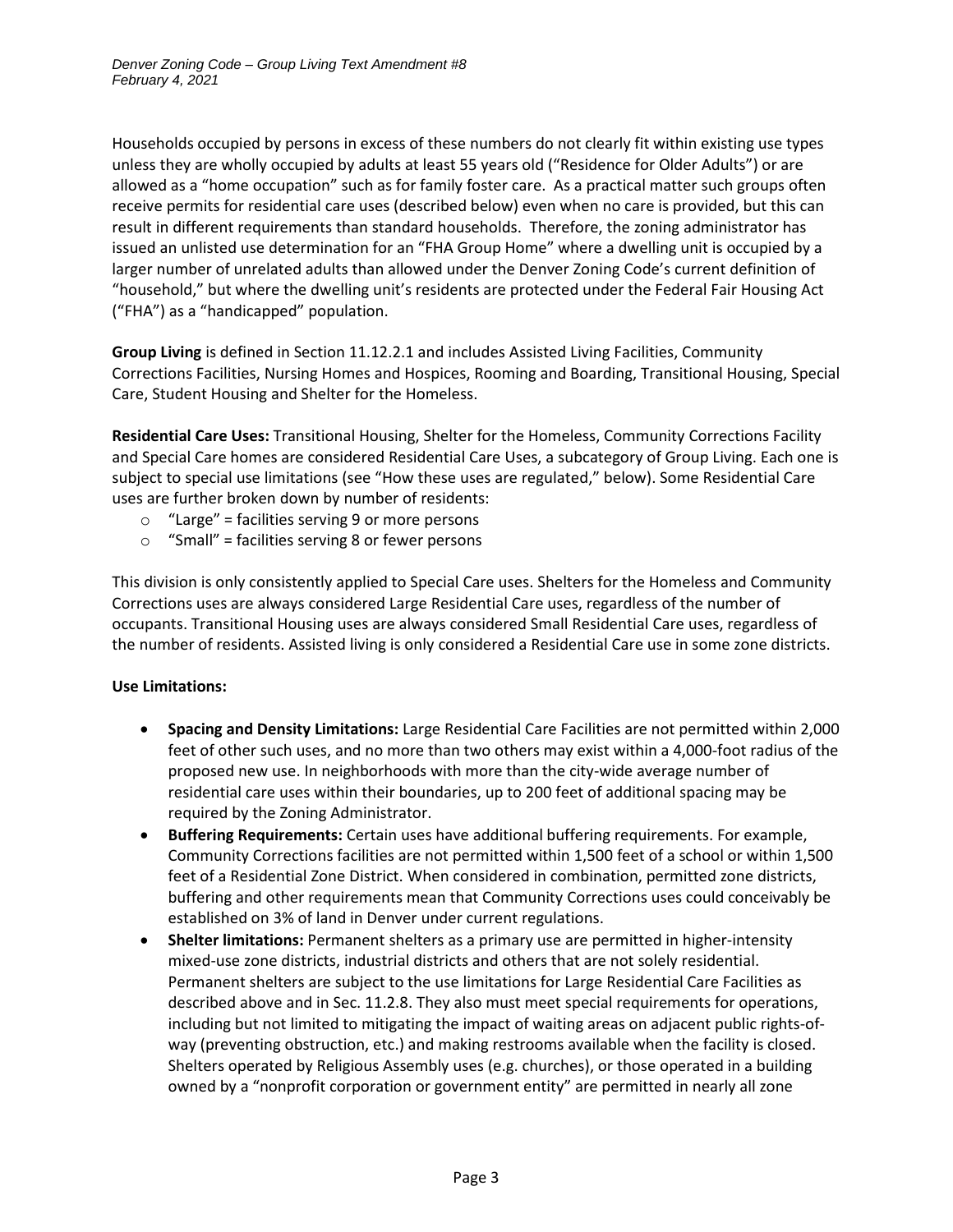Households occupied by persons in excess of these numbers do not clearly fit within existing use types unless they are wholly occupied by adults at least 55 years old ("Residence for Older Adults") or are allowed as a "home occupation" such as for family foster care. As a practical matter such groups often receive permits for residential care uses (described below) even when no care is provided, but this can result in different requirements than standard households. Therefore, the zoning administrator has issued an unlisted use determination for an "FHA Group Home" where a dwelling unit is occupied by a larger number of unrelated adults than allowed under the Denver Zoning Code's current definition of "household," but where the dwelling unit's residents are protected under the Federal Fair Housing Act ("FHA") as a "handicapped" population.

**Group Living** is defined in Section 11.12.2.1 and includes Assisted Living Facilities, Community Corrections Facilities, Nursing Homes and Hospices, Rooming and Boarding, Transitional Housing, Special Care, Student Housing and Shelter for the Homeless.

**Residential Care Uses:** Transitional Housing, Shelter for the Homeless, Community Corrections Facility and Special Care homes are considered Residential Care Uses, a subcategory of Group Living. Each one is subject to special use limitations (see "How these uses are regulated," below). Some Residential Care uses are further broken down by number of residents:

- "Large" = facilities serving 9 or more persons
- "Small" = facilities serving 8 or fewer persons

This division is only consistently applied to Special Care uses. Shelters for the Homeless and Community Corrections uses are always considered Large Residential Care uses, regardless of the number of occupants. Transitional Housing uses are always considered Small Residential Care uses, regardless of the number of residents. Assisted living is only considered a Residential Care use in some zone districts.

**Use Limitations:**

- **Spacing and Density Limitations:** Large Residential Care Facilities are not permitted within 2,000 feet of other such uses, and no more than two others may exist within a 4,000-foot radius of the proposed new use. In neighborhoods with more than the city-wide average number of residential care uses within their boundaries, up to 200 feet of additional spacing may be required by the Zoning Administrator.
- **Buffering Requirements:** Certain uses have additional buffering requirements. For example, Community Corrections facilities are not permitted within 1,500 feet of a school or within 1,500 feet of a Residential Zone District. When considered in combination, permitted zone districts, buffering and other requirements mean that Community Corrections uses could conceivably be established on 3% of land in Denver under current regulations.
- **Shelter limitations:** Permanent shelters as a primary use are permitted in higher-intensity mixed-use zone districts, industrial districts and others that are not solely residential. Permanent shelters are subject to the use limitations for Large Residential Care Facilities as described above and in Sec. 11.2.8. They also must meet special requirements for operations, including but not limited to mitigating the impact of waiting areas on adjacent public rights-of-way (preventing obstruction, etc.) and making restrooms available when the facility is closed. Shelters operated by Religious Assembly uses (e.g. churches), or those operated in a building owned by a "nonprofit corporation or government entity" are permitted in nearly all zone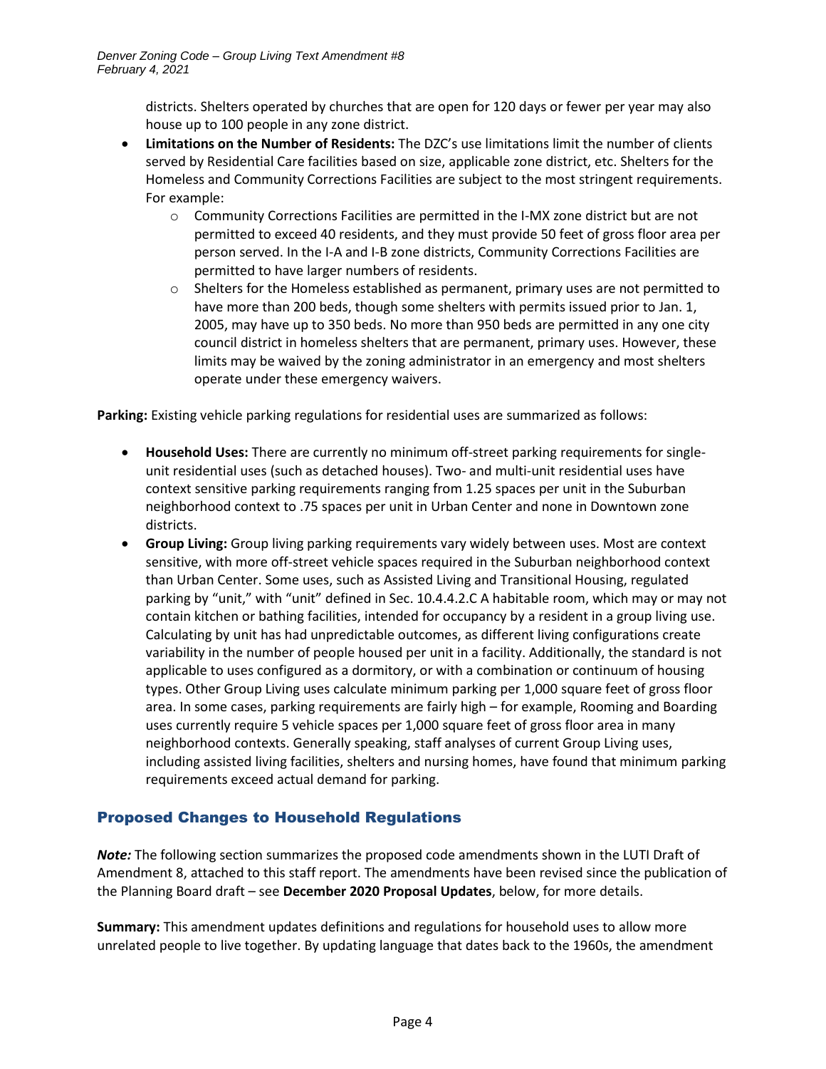districts. Shelters operated by churches that are open for 120 days or fewer per year may also house up to 100 people in any zone district.

- **Limitations on the Number of Residents:** The DZC's use limitations limit the number of clients served by Residential Care facilities based on size, applicable zone district, etc. Shelters for the Homeless and Community Corrections Facilities are subject to the most stringent requirements. For example:
    - Community Corrections Facilities are permitted in the I-MX zone district but are not permitted to exceed 40 residents, and they must provide 50 feet of gross floor area per person served. In the I-A and I-B zone districts, Community Corrections Facilities are permitted to have larger numbers of residents.
    - Shelters for the Homeless established as permanent, primary uses are not permitted to have more than 200 beds, though some shelters with permits issued prior to Jan. 1, 2005, may have up to 350 beds. No more than 950 beds are permitted in any one city council district in homeless shelters that are permanent, primary uses. However, these limits may be waived by the zoning administrator in an emergency and most shelters operate under these emergency waivers.

**Parking:** Existing vehicle parking regulations for residential uses are summarized as follows:

- **Household Uses:** There are currently no minimum off-street parking requirements for single-unit residential uses (such as detached houses). Two- and multi-unit residential uses have context sensitive parking requirements ranging from 1.25 spaces per unit in the Suburban neighborhood context to .75 spaces per unit in Urban Center and none in Downtown zone districts.
- **Group Living:** Group living parking requirements vary widely between uses. Most are context sensitive, with more off-street vehicle spaces required in the Suburban neighborhood context than Urban Center. Some uses, such as Assisted Living and Transitional Housing, regulated parking by "unit," with "unit" defined in Sec. 10.4.4.2.C A habitable room, which may or may not contain kitchen or bathing facilities, intended for occupancy by a resident in a group living use. Calculating by unit has had unpredictable outcomes, as different living configurations create variability in the number of people housed per unit in a facility. Additionally, the standard is not applicable to uses configured as a dormitory, or with a combination or continuum of housing types. Other Group Living uses calculate minimum parking per 1,000 square feet of gross floor area. In some cases, parking requirements are fairly high – for example, Rooming and Boarding uses currently require 5 vehicle spaces per 1,000 square feet of gross floor area in many neighborhood contexts. Generally speaking, staff analyses of current Group Living uses, including assisted living facilities, shelters and nursing homes, have found that minimum parking requirements exceed actual demand for parking.

## Proposed Changes to Household Regulations

***Note:*** The following section summarizes the proposed code amendments shown in the LUTI Draft of Amendment 8, attached to this staff report. The amendments have been revised since the publication of the Planning Board draft – see **December 2020 Proposal Updates**, below, for more details.

**Summary:** This amendment updates definitions and regulations for household uses to allow more unrelated people to live together. By updating language that dates back to the 1960s, the amendment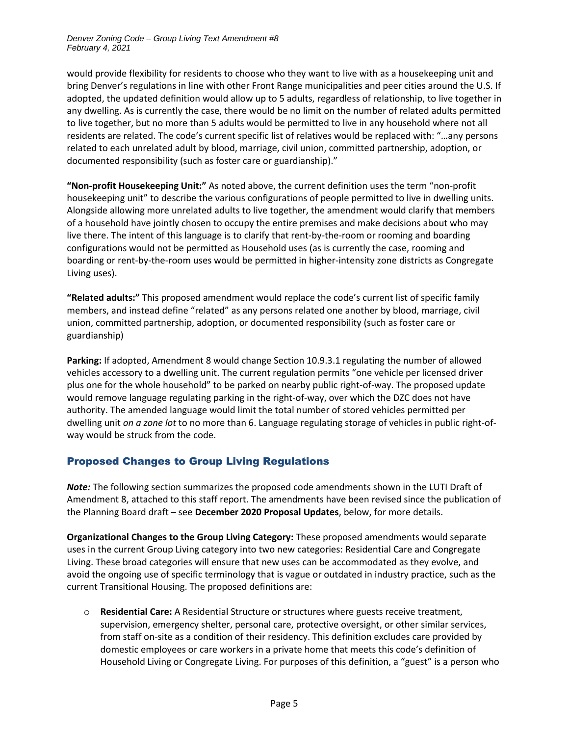would provide flexibility for residents to choose who they want to live with as a housekeeping unit and bring Denver's regulations in line with other Front Range municipalities and peer cities around the U.S. If adopted, the updated definition would allow up to 5 adults, regardless of relationship, to live together in any dwelling. As is currently the case, there would be no limit on the number of related adults permitted to live together, but no more than 5 adults would be permitted to live in any household where not all residents are related. The code's current specific list of relatives would be replaced with: "…any persons related to each unrelated adult by blood, marriage, civil union, committed partnership, adoption, or documented responsibility (such as foster care or guardianship)."

**"Non-profit Housekeeping Unit:"** As noted above, the current definition uses the term "non-profit housekeeping unit" to describe the various configurations of people permitted to live in dwelling units. Alongside allowing more unrelated adults to live together, the amendment would clarify that members of a household have jointly chosen to occupy the entire premises and make decisions about who may live there. The intent of this language is to clarify that rent-by-the-room or rooming and boarding configurations would not be permitted as Household uses (as is currently the case, rooming and boarding or rent-by-the-room uses would be permitted in higher-intensity zone districts as Congregate Living uses).

**"Related adults:"** This proposed amendment would replace the code's current list of specific family members, and instead define "related" as any persons related one another by blood, marriage, civil union, committed partnership, adoption, or documented responsibility (such as foster care or guardianship)

**Parking:** If adopted, Amendment 8 would change Section 10.9.3.1 regulating the number of allowed vehicles accessory to a dwelling unit. The current regulation permits "one vehicle per licensed driver plus one for the whole household" to be parked on nearby public right-of-way. The proposed update would remove language regulating parking in the right-of-way, over which the DZC does not have authority. The amended language would limit the total number of stored vehicles permitted per dwelling unit *on a zone lot* to no more than 6. Language regulating storage of vehicles in public right-of-way would be struck from the code.

## Proposed Changes to Group Living Regulations

***Note:*** The following section summarizes the proposed code amendments shown in the LUTI Draft of Amendment 8, attached to this staff report. The amendments have been revised since the publication of the Planning Board draft – see **December 2020 Proposal Updates**, below, for more details.

**Organizational Changes to the Group Living Category:** These proposed amendments would separate uses in the current Group Living category into two new categories: Residential Care and Congregate Living. These broad categories will ensure that new uses can be accommodated as they evolve, and avoid the ongoing use of specific terminology that is vague or outdated in industry practice, such as the current Transitional Housing. The proposed definitions are:

- **Residential Care:** A Residential Structure or structures where guests receive treatment, supervision, emergency shelter, personal care, protective oversight, or other similar services, from staff on-site as a condition of their residency. This definition excludes care provided by domestic employees or care workers in a private home that meets this code's definition of Household Living or Congregate Living. For purposes of this definition, a "guest" is a person who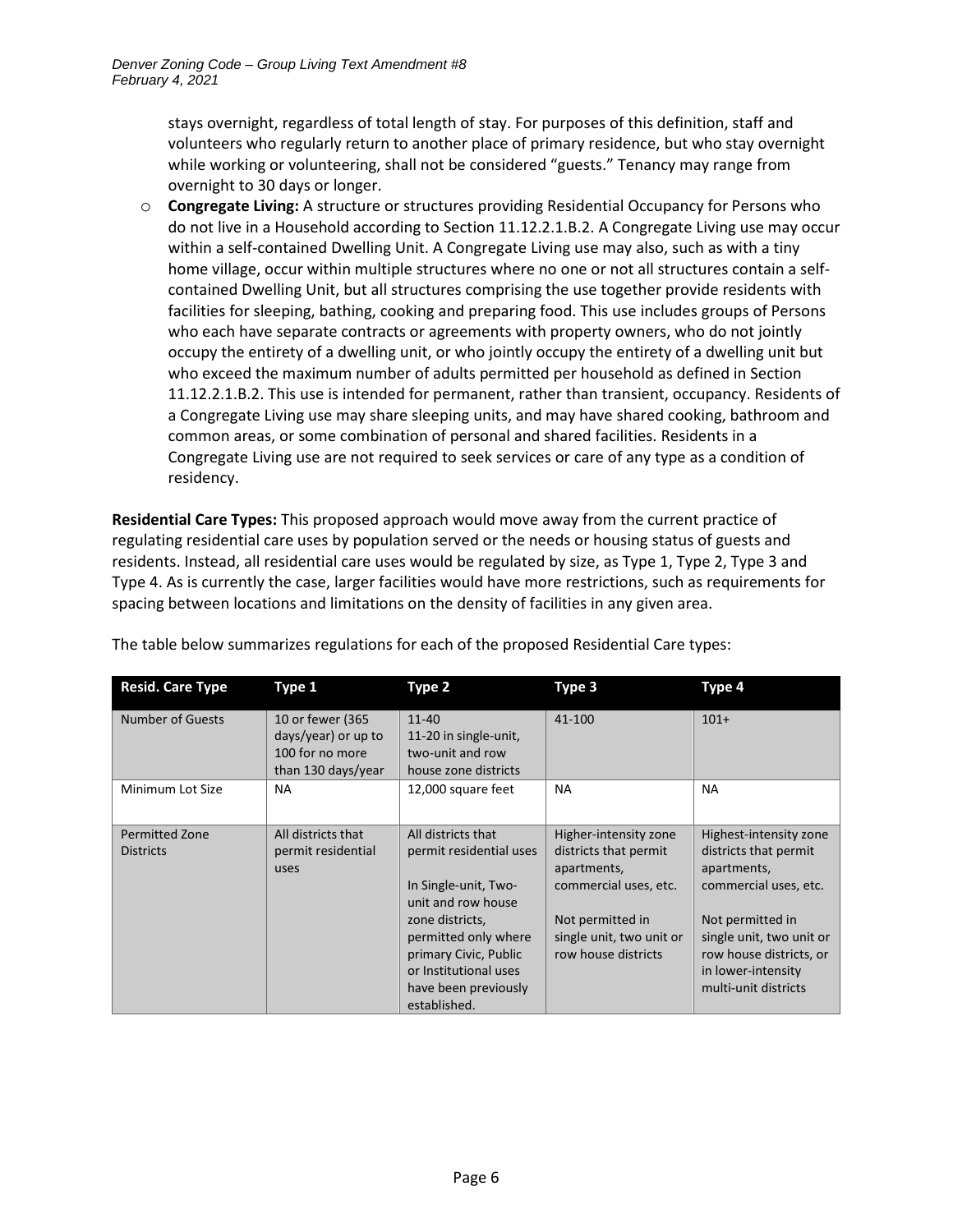stays overnight, regardless of total length of stay. For purposes of this definition, staff and volunteers who regularly return to another place of primary residence, but who stay overnight while working or volunteering, shall not be considered "guests." Tenancy may range from overnight to 30 days or longer.

- **Congregate Living:** A structure or structures providing Residential Occupancy for Persons who do not live in a Household according to Section 11.12.2.1.B.2. A Congregate Living use may occur within a self-contained Dwelling Unit. A Congregate Living use may also, such as with a tiny home village, occur within multiple structures where no one or not all structures contain a self-contained Dwelling Unit, but all structures comprising the use together provide residents with facilities for sleeping, bathing, cooking and preparing food. This use includes groups of Persons who each have separate contracts or agreements with property owners, who do not jointly occupy the entirety of a dwelling unit, or who jointly occupy the entirety of a dwelling unit but who exceed the maximum number of adults permitted per household as defined in Section 11.12.2.1.B.2. This use is intended for permanent, rather than transient, occupancy. Residents of a Congregate Living use may share sleeping units, and may have shared cooking, bathroom and common areas, or some combination of personal and shared facilities. Residents in a Congregate Living use are not required to seek services or care of any type as a condition of residency.

**Residential Care Types:** This proposed approach would move away from the current practice of regulating residential care uses by population served or the needs or housing status of guests and residents. Instead, all residential care uses would be regulated by size, as Type 1, Type 2, Type 3 and Type 4. As is currently the case, larger facilities would have more restrictions, such as requirements for spacing between locations and limitations on the density of facilities in any given area.

The table below summarizes regulations for each of the proposed Residential Care types:

| Resid. Care Type | Type 1 | Type 2 | Type 3 | Type 4 |
|---|---|---|---|---|
| Number of Guests | 10 or fewer (365 days/year) or up to 100 for no more than 130 days/year | 11-40<br>11-20 in single-unit, two-unit and row house zone districts | 41-100 | 101+ |
| Minimum Lot Size | NA | 12,000 square feet | NA | NA |
| Permitted Zone Districts | All districts that permit residential uses | All districts that permit residential uses<br><br>In Single-unit, Two-unit and row house zone districts, permitted only where primary Civic, Public or Institutional uses have been previously established. | Higher-intensity zone districts that permit apartments, commercial uses, etc.<br><br>Not permitted in single unit, two unit or row house districts | Highest-intensity zone districts that permit apartments, commercial uses, etc.<br><br>Not permitted in single unit, two unit or row house districts, or in lower-intensity multi-unit districts |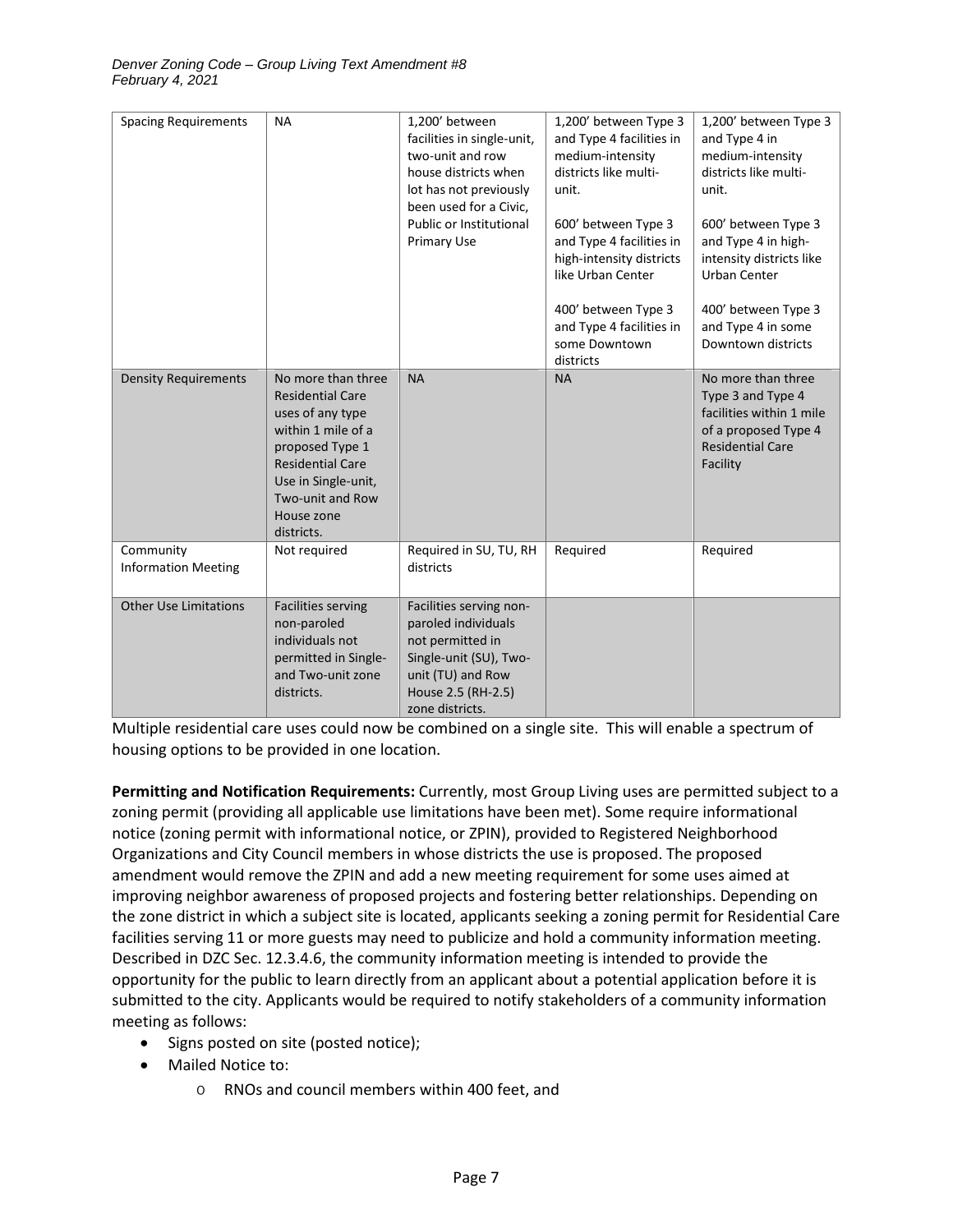| Spacing Requirements | NA | 1,200' between facilities in single-unit, two-unit and row house districts when lot has not previously been used for a Civic, Public or Institutional Primary Use | 1,200' between Type 3 and Type 4 facilities in medium-intensity districts like multi-unit.<br><br>600' between Type 3 and Type 4 facilities in high-intensity districts like Urban Center<br><br>400' between Type 3 and Type 4 facilities in some Downtown districts | 1,200' between Type 3 and Type 4 in medium-intensity districts like multi-unit.<br><br>600' between Type 3 and Type 4 in high-intensity districts like Urban Center<br><br>400' between Type 3 and Type 4 in some Downtown districts |
|---|---|---|---|---|
| Density Requirements | No more than three Residential Care uses of any type within 1 mile of a proposed Type 1 Residential Care Use in Single-unit, Two-unit and Row House zone districts. | NA | NA | No more than three Type 3 and Type 4 facilities within 1 mile of a proposed Type 4 Residential Care Facility |
| Community Information Meeting | Not required | Required in SU, TU, RH districts | Required | Required |
| Other Use Limitations | Facilities serving non-paroled individuals not permitted in Single- and Two-unit zone districts. | Facilities serving non-paroled individuals not permitted in Single-unit (SU), Two-unit (TU) and Row House 2.5 (RH-2.5) zone districts. | | |

Multiple residential care uses could now be combined on a single site. This will enable a spectrum of housing options to be provided in one location.

**Permitting and Notification Requirements:** Currently, most Group Living uses are permitted subject to a zoning permit (providing all applicable use limitations have been met). Some require informational notice (zoning permit with informational notice, or ZPIN), provided to Registered Neighborhood Organizations and City Council members in whose districts the use is proposed. The proposed amendment would remove the ZPIN and add a new meeting requirement for some uses aimed at improving neighbor awareness of proposed projects and fostering better relationships. Depending on the zone district in which a subject site is located, applicants seeking a zoning permit for Residential Care facilities serving 11 or more guests may need to publicize and hold a community information meeting. Described in DZC Sec. 12.3.4.6, the community information meeting is intended to provide the opportunity for the public to learn directly from an applicant about a potential application before it is submitted to the city. Applicants would be required to notify stakeholders of a community information meeting as follows:

- Signs posted on site (posted notice);
- Mailed Notice to:
    - RNOs and council members within 400 feet, and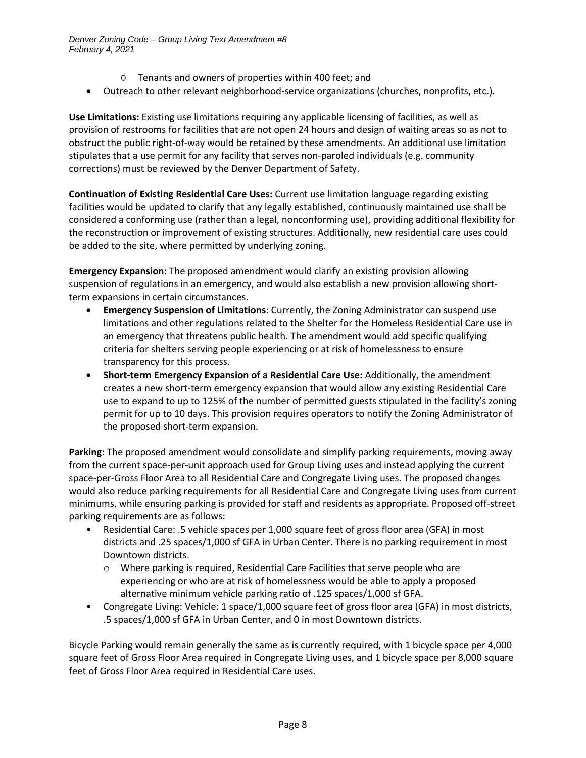- Tenants and owners of properties within 400 feet; and
- Outreach to other relevant neighborhood-service organizations (churches, nonprofits, etc.).

**Use Limitations:** Existing use limitations requiring any applicable licensing of facilities, as well as provision of restrooms for facilities that are not open 24 hours and design of waiting areas so as not to obstruct the public right-of-way would be retained by these amendments. An additional use limitation stipulates that a use permit for any facility that serves non-paroled individuals (e.g. community corrections) must be reviewed by the Denver Department of Safety.

**Continuation of Existing Residential Care Uses:** Current use limitation language regarding existing facilities would be updated to clarify that any legally established, continuously maintained use shall be considered a conforming use (rather than a legal, nonconforming use), providing additional flexibility for the reconstruction or improvement of existing structures. Additionally, new residential care uses could be added to the site, where permitted by underlying zoning.

**Emergency Expansion:** The proposed amendment would clarify an existing provision allowing suspension of regulations in an emergency, and would also establish a new provision allowing short-term expansions in certain circumstances.

- **Emergency Suspension of Limitations**: Currently, the Zoning Administrator can suspend use limitations and other regulations related to the Shelter for the Homeless Residential Care use in an emergency that threatens public health. The amendment would add specific qualifying criteria for shelters serving people experiencing or at risk of homelessness to ensure transparency for this process.
- **Short-term Emergency Expansion of a Residential Care Use:** Additionally, the amendment creates a new short-term emergency expansion that would allow any existing Residential Care use to expand to up to 125% of the number of permitted guests stipulated in the facility's zoning permit for up to 10 days. This provision requires operators to notify the Zoning Administrator of the proposed short-term expansion.

**Parking:** The proposed amendment would consolidate and simplify parking requirements, moving away from the current space-per-unit approach used for Group Living uses and instead applying the current space-per-Gross Floor Area to all Residential Care and Congregate Living uses. The proposed changes would also reduce parking requirements for all Residential Care and Congregate Living uses from current minimums, while ensuring parking is provided for staff and residents as appropriate. Proposed off-street parking requirements are as follows:

- Residential Care: .5 vehicle spaces per 1,000 square feet of gross floor area (GFA) in most districts and .25 spaces/1,000 sf GFA in Urban Center. There is no parking requirement in most Downtown districts.
  - Where parking is required, Residential Care Facilities that serve people who are experiencing or who are at risk of homelessness would be able to apply a proposed alternative minimum vehicle parking ratio of .125 spaces/1,000 sf GFA.
- Congregate Living: Vehicle: 1 space/1,000 square feet of gross floor area (GFA) in most districts, .5 spaces/1,000 sf GFA in Urban Center, and 0 in most Downtown districts.

Bicycle Parking would remain generally the same as is currently required, with 1 bicycle space per 4,000 square feet of Gross Floor Area required in Congregate Living uses, and 1 bicycle space per 8,000 square feet of Gross Floor Area required in Residential Care uses.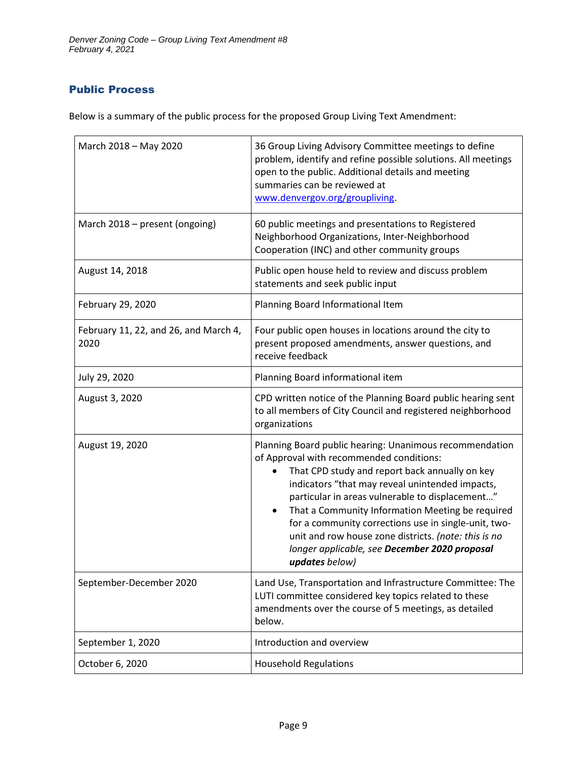## Public Process

Below is a summary of the public process for the proposed Group Living Text Amendment:

| | |
|---|---|
| March 2018 – May 2020 | 36 Group Living Advisory Committee meetings to define problem, identify and refine possible solutions. All meetings open to the public. Additional details and meeting summaries can be reviewed at [www.denvergov.org/groupliving](www.denvergov.org/groupliving). |
| March 2018 – present (ongoing) | 60 public meetings and presentations to Registered Neighborhood Organizations, Inter-Neighborhood Cooperation (INC) and other community groups |
| August 14, 2018 | Public open house held to review and discuss problem statements and seek public input |
| February 29, 2020 | Planning Board Informational Item |
| February 11, 22, and 26, and March 4, 2020 | Four public open houses in locations around the city to present proposed amendments, answer questions, and receive feedback |
| July 29, 2020 | Planning Board informational item |
| August 3, 2020 | CPD written notice of the Planning Board public hearing sent to all members of City Council and registered neighborhood organizations |
| August 19, 2020 | Planning Board public hearing: Unanimous recommendation of Approval with recommended conditions: <br>• That CPD study and report back annually on key indicators "that may reveal unintended impacts, particular in areas vulnerable to displacement…" <br>• That a Community Information Meeting be required for a community corrections use in single-unit, two-unit and row house zone districts. *(note: this is no longer applicable, see **December 2020 proposal updates** below)* |
| September-December 2020 | Land Use, Transportation and Infrastructure Committee: The LUTI committee considered key topics related to these amendments over the course of 5 meetings, as detailed below. |
| September 1, 2020 | Introduction and overview |
| October 6, 2020 | Household Regulations |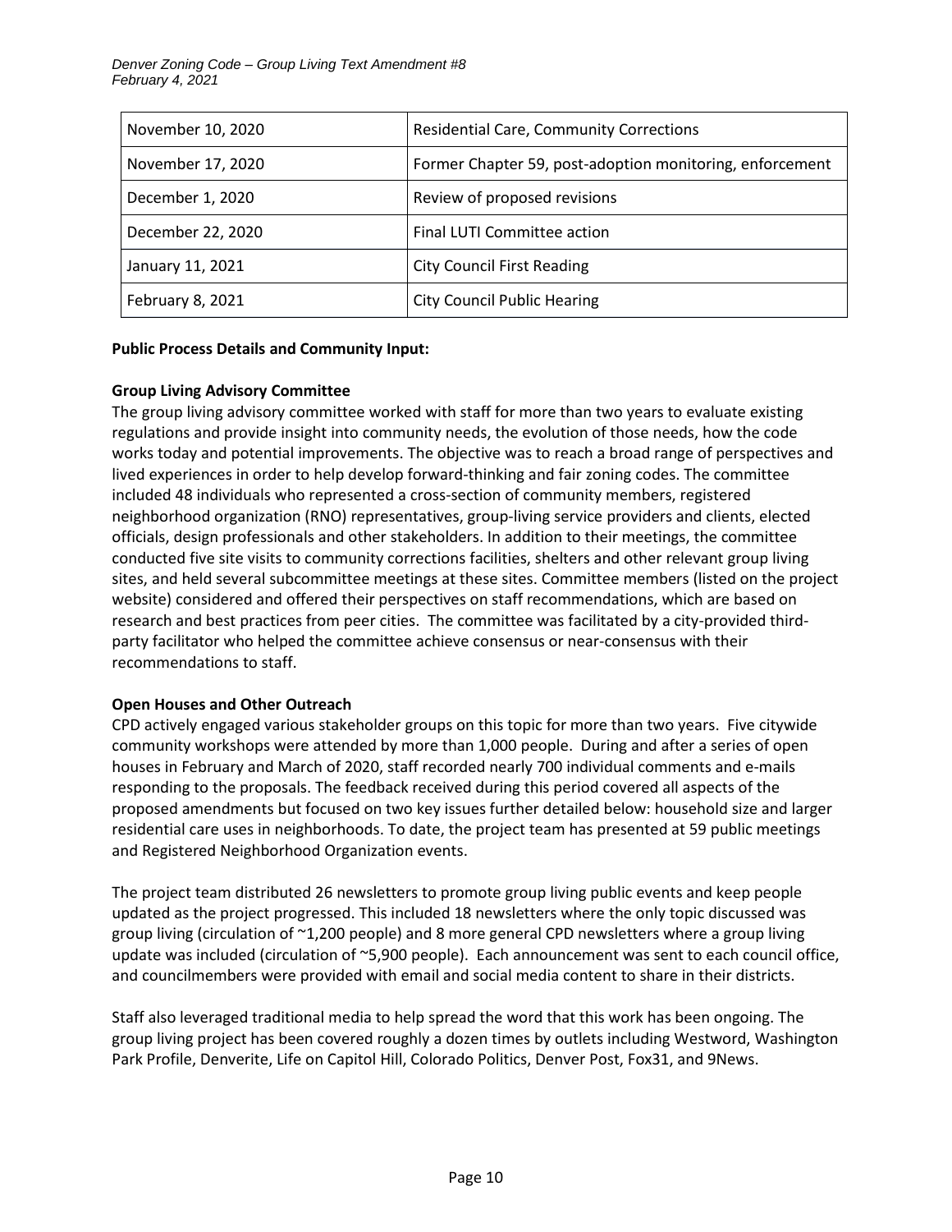| | |
|---|---|
| November 10, 2020 | Residential Care, Community Corrections |
| November 17, 2020 | Former Chapter 59, post-adoption monitoring, enforcement |
| December 1, 2020 | Review of proposed revisions |
| December 22, 2020 | Final LUTI Committee action |
| January 11, 2021 | City Council First Reading |
| February 8, 2021 | City Council Public Hearing |

**Public Process Details and Community Input:**

**Group Living Advisory Committee**

The group living advisory committee worked with staff for more than two years to evaluate existing regulations and provide insight into community needs, the evolution of those needs, how the code works today and potential improvements. The objective was to reach a broad range of perspectives and lived experiences in order to help develop forward-thinking and fair zoning codes. The committee included 48 individuals who represented a cross-section of community members, registered neighborhood organization (RNO) representatives, group-living service providers and clients, elected officials, design professionals and other stakeholders. In addition to their meetings, the committee conducted five site visits to community corrections facilities, shelters and other relevant group living sites, and held several subcommittee meetings at these sites. Committee members (listed on the project website) considered and offered their perspectives on staff recommendations, which are based on research and best practices from peer cities. The committee was facilitated by a city-provided third-party facilitator who helped the committee achieve consensus or near-consensus with their recommendations to staff.

**Open Houses and Other Outreach**

CPD actively engaged various stakeholder groups on this topic for more than two years. Five citywide community workshops were attended by more than 1,000 people. During and after a series of open houses in February and March of 2020, staff recorded nearly 700 individual comments and e-mails responding to the proposals. The feedback received during this period covered all aspects of the proposed amendments but focused on two key issues further detailed below: household size and larger residential care uses in neighborhoods. To date, the project team has presented at 59 public meetings and Registered Neighborhood Organization events.

The project team distributed 26 newsletters to promote group living public events and keep people updated as the project progressed. This included 18 newsletters where the only topic discussed was group living (circulation of ~1,200 people) and 8 more general CPD newsletters where a group living update was included (circulation of ~5,900 people). Each announcement was sent to each council office, and councilmembers were provided with email and social media content to share in their districts.

Staff also leveraged traditional media to help spread the word that this work has been ongoing. The group living project has been covered roughly a dozen times by outlets including Westword, Washington Park Profile, Denverite, Life on Capitol Hill, Colorado Politics, Denver Post, Fox31, and 9News.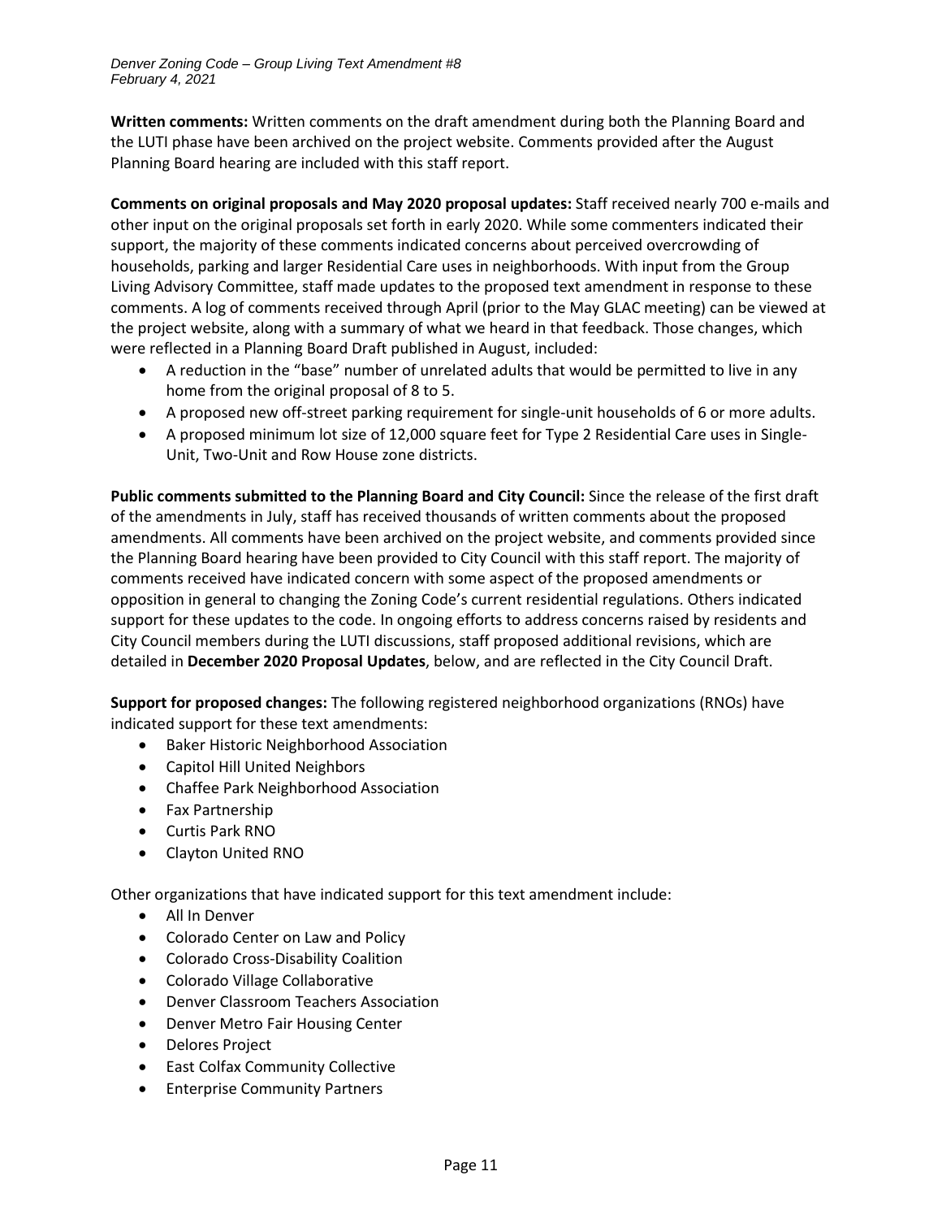**Written comments:** Written comments on the draft amendment during both the Planning Board and the LUTI phase have been archived on the project website. Comments provided after the August Planning Board hearing are included with this staff report.

**Comments on original proposals and May 2020 proposal updates:** Staff received nearly 700 e-mails and other input on the original proposals set forth in early 2020. While some commenters indicated their support, the majority of these comments indicated concerns about perceived overcrowding of households, parking and larger Residential Care uses in neighborhoods. With input from the Group Living Advisory Committee, staff made updates to the proposed text amendment in response to these comments. A log of comments received through April (prior to the May GLAC meeting) can be viewed at the project website, along with a summary of what we heard in that feedback. Those changes, which were reflected in a Planning Board Draft published in August, included:

- A reduction in the "base" number of unrelated adults that would be permitted to live in any home from the original proposal of 8 to 5.
- A proposed new off-street parking requirement for single-unit households of 6 or more adults.
- A proposed minimum lot size of 12,000 square feet for Type 2 Residential Care uses in Single-Unit, Two-Unit and Row House zone districts.

**Public comments submitted to the Planning Board and City Council:** Since the release of the first draft of the amendments in July, staff has received thousands of written comments about the proposed amendments. All comments have been archived on the project website, and comments provided since the Planning Board hearing have been provided to City Council with this staff report. The majority of comments received have indicated concern with some aspect of the proposed amendments or opposition in general to changing the Zoning Code's current residential regulations. Others indicated support for these updates to the code. In ongoing efforts to address concerns raised by residents and City Council members during the LUTI discussions, staff proposed additional revisions, which are detailed in **December 2020 Proposal Updates**, below, and are reflected in the City Council Draft.

**Support for proposed changes:** The following registered neighborhood organizations (RNOs) have indicated support for these text amendments:

- Baker Historic Neighborhood Association
- Capitol Hill United Neighbors
- Chaffee Park Neighborhood Association
- Fax Partnership
- Curtis Park RNO
- Clayton United RNO

Other organizations that have indicated support for this text amendment include:

- All In Denver
- Colorado Center on Law and Policy
- Colorado Cross-Disability Coalition
- Colorado Village Collaborative
- Denver Classroom Teachers Association
- Denver Metro Fair Housing Center
- Delores Project
- East Colfax Community Collective
- Enterprise Community Partners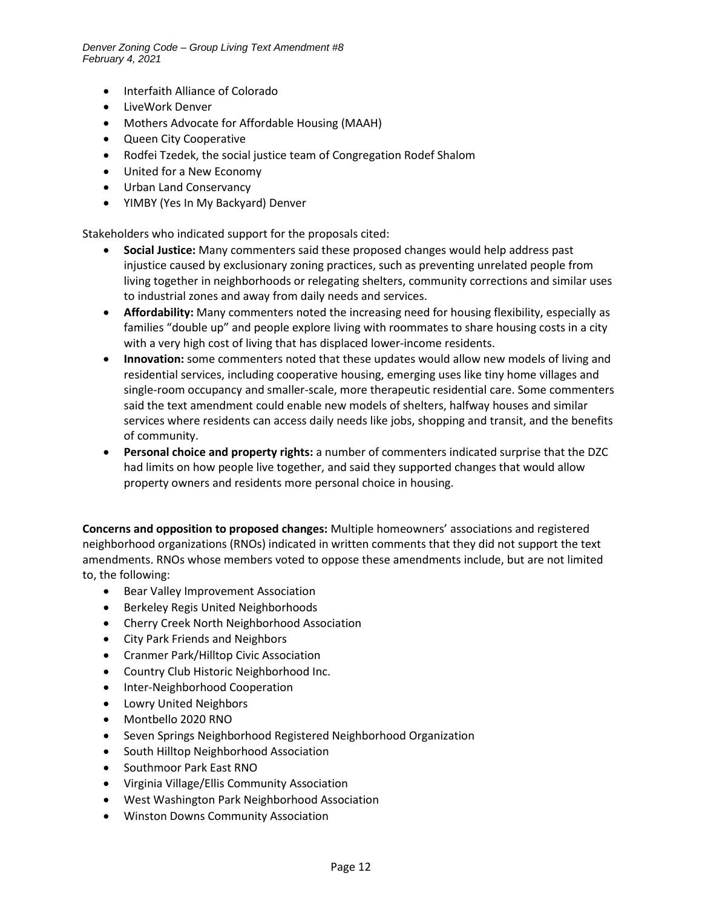- Interfaith Alliance of Colorado
- LiveWork Denver
- Mothers Advocate for Affordable Housing (MAAH)
- Queen City Cooperative
- Rodfei Tzedek, the social justice team of Congregation Rodef Shalom
- United for a New Economy
- Urban Land Conservancy
- YIMBY (Yes In My Backyard) Denver

Stakeholders who indicated support for the proposals cited:

- **Social Justice:** Many commenters said these proposed changes would help address past injustice caused by exclusionary zoning practices, such as preventing unrelated people from living together in neighborhoods or relegating shelters, community corrections and similar uses to industrial zones and away from daily needs and services.
- **Affordability:** Many commenters noted the increasing need for housing flexibility, especially as families "double up" and people explore living with roommates to share housing costs in a city with a very high cost of living that has displaced lower-income residents.
- **Innovation:** some commenters noted that these updates would allow new models of living and residential services, including cooperative housing, emerging uses like tiny home villages and single-room occupancy and smaller-scale, more therapeutic residential care. Some commenters said the text amendment could enable new models of shelters, halfway houses and similar services where residents can access daily needs like jobs, shopping and transit, and the benefits of community.
- **Personal choice and property rights:** a number of commenters indicated surprise that the DZC had limits on how people live together, and said they supported changes that would allow property owners and residents more personal choice in housing.

**Concerns and opposition to proposed changes:** Multiple homeowners' associations and registered neighborhood organizations (RNOs) indicated in written comments that they did not support the text amendments. RNOs whose members voted to oppose these amendments include, but are not limited to, the following:

- Bear Valley Improvement Association
- Berkeley Regis United Neighborhoods
- Cherry Creek North Neighborhood Association
- City Park Friends and Neighbors
- Cranmer Park/Hilltop Civic Association
- Country Club Historic Neighborhood Inc.
- Inter-Neighborhood Cooperation
- Lowry United Neighbors
- Montbello 2020 RNO
- Seven Springs Neighborhood Registered Neighborhood Organization
- South Hilltop Neighborhood Association
- Southmoor Park East RNO
- Virginia Village/Ellis Community Association
- West Washington Park Neighborhood Association
- Winston Downs Community Association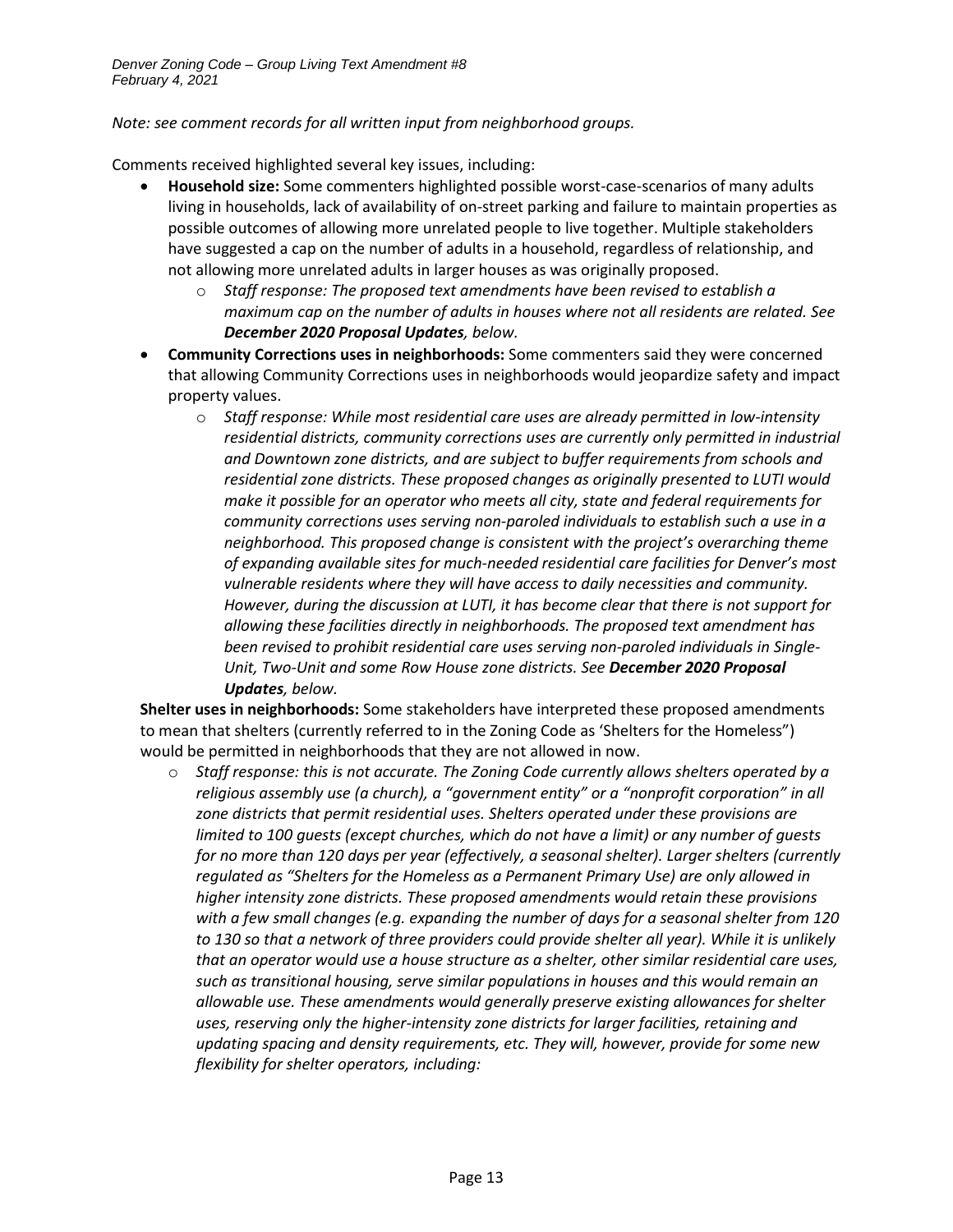*Note: see comment records for all written input from neighborhood groups.*

Comments received highlighted several key issues, including:

- **Household size:** Some commenters highlighted possible worst-case-scenarios of many adults living in households, lack of availability of on-street parking and failure to maintain properties as possible outcomes of allowing more unrelated people to live together. Multiple stakeholders have suggested a cap on the number of adults in a household, regardless of relationship, and not allowing more unrelated adults in larger houses as was originally proposed.
    - *Staff response: The proposed text amendments have been revised to establish a maximum cap on the number of adults in houses where not all residents are related. See **December 2020 Proposal Updates**, below.*
- **Community Corrections uses in neighborhoods:** Some commenters said they were concerned that allowing Community Corrections uses in neighborhoods would jeopardize safety and impact property values.
    - *Staff response: While most residential care uses are already permitted in low-intensity residential districts, community corrections uses are currently only permitted in industrial and Downtown zone districts, and are subject to buffer requirements from schools and residential zone districts. These proposed changes as originally presented to LUTI would make it possible for an operator who meets all city, state and federal requirements for community corrections uses serving non-paroled individuals to establish such a use in a neighborhood. This proposed change is consistent with the project's overarching theme of expanding available sites for much-needed residential care facilities for Denver's most vulnerable residents where they will have access to daily necessities and community. However, during the discussion at LUTI, it has become clear that there is not support for allowing these facilities directly in neighborhoods. The proposed text amendment has been revised to prohibit residential care uses serving non-paroled individuals in Single-Unit, Two-Unit and some Row House zone districts. See **December 2020 Proposal Updates**, below.*

**Shelter uses in neighborhoods:** Some stakeholders have interpreted these proposed amendments to mean that shelters (currently referred to in the Zoning Code as 'Shelters for the Homeless") would be permitted in neighborhoods that they are not allowed in now.

- *Staff response: this is not accurate. The Zoning Code currently allows shelters operated by a religious assembly use (a church), a "government entity" or a "nonprofit corporation" in all zone districts that permit residential uses. Shelters operated under these provisions are limited to 100 guests (except churches, which do not have a limit) or any number of guests for no more than 120 days per year (effectively, a seasonal shelter). Larger shelters (currently regulated as "Shelters for the Homeless as a Permanent Primary Use) are only allowed in higher intensity zone districts. These proposed amendments would retain these provisions with a few small changes (e.g. expanding the number of days for a seasonal shelter from 120 to 130 so that a network of three providers could provide shelter all year). While it is unlikely that an operator would use a house structure as a shelter, other similar residential care uses, such as transitional housing, serve similar populations in houses and this would remain an allowable use. These amendments would generally preserve existing allowances for shelter uses, reserving only the higher-intensity zone districts for larger facilities, retaining and updating spacing and density requirements, etc. They will, however, provide for some new flexibility for shelter operators, including:*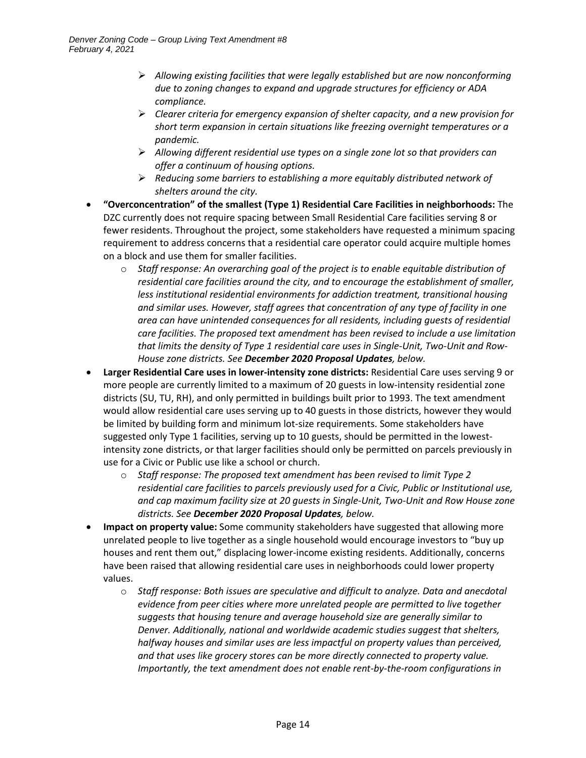- *Allowing existing facilities that were legally established but are now nonconforming due to zoning changes to expand and upgrade structures for efficiency or ADA compliance.*
   - *Clearer criteria for emergency expansion of shelter capacity, and a new provision for short term expansion in certain situations like freezing overnight temperatures or a pandemic.*
   - *Allowing different residential use types on a single zone lot so that providers can offer a continuum of housing options.*
   - *Reducing some barriers to establishing a more equitably distributed network of shelters around the city.*

- **"Overconcentration" of the smallest (Type 1) Residential Care Facilities in neighborhoods:** The DZC currently does not require spacing between Small Residential Care facilities serving 8 or fewer residents. Throughout the project, some stakeholders have requested a minimum spacing requirement to address concerns that a residential care operator could acquire multiple homes on a block and use them for smaller facilities.
   - *Staff response: An overarching goal of the project is to enable equitable distribution of residential care facilities around the city, and to encourage the establishment of smaller, less institutional residential environments for addiction treatment, transitional housing and similar uses. However, staff agrees that concentration of any type of facility in one area can have unintended consequences for all residents, including guests of residential care facilities. The proposed text amendment has been revised to include a use limitation that limits the density of Type 1 residential care uses in Single-Unit, Two-Unit and Row-House zone districts. See **December 2020 Proposal Updates**, below.*

- **Larger Residential Care uses in lower-intensity zone districts:** Residential Care uses serving 9 or more people are currently limited to a maximum of 20 guests in low-intensity residential zone districts (SU, TU, RH), and only permitted in buildings built prior to 1993. The text amendment would allow residential care uses serving up to 40 guests in those districts, however they would be limited by building form and minimum lot-size requirements. Some stakeholders have suggested only Type 1 facilities, serving up to 10 guests, should be permitted in the lowest-intensity zone districts, or that larger facilities should only be permitted on parcels previously in use for a Civic or Public use like a school or church.
   - *Staff response: The proposed text amendment has been revised to limit Type 2 residential care facilities to parcels previously used for a Civic, Public or Institutional use, and cap maximum facility size at 20 guests in Single-Unit, Two-Unit and Row House zone districts. See **December 2020 Proposal Updates**, below.*

- **Impact on property value:** Some community stakeholders have suggested that allowing more unrelated people to live together as a single household would encourage investors to "buy up houses and rent them out," displacing lower-income existing residents. Additionally, concerns have been raised that allowing residential care uses in neighborhoods could lower property values.
   - *Staff response: Both issues are speculative and difficult to analyze. Data and anecdotal evidence from peer cities where more unrelated people are permitted to live together suggests that housing tenure and average household size are generally similar to Denver. Additionally, national and worldwide academic studies suggest that shelters, halfway houses and similar uses are less impactful on property values than perceived, and that uses like grocery stores can be more directly connected to property value. Importantly, the text amendment does not enable rent-by-the-room configurations in*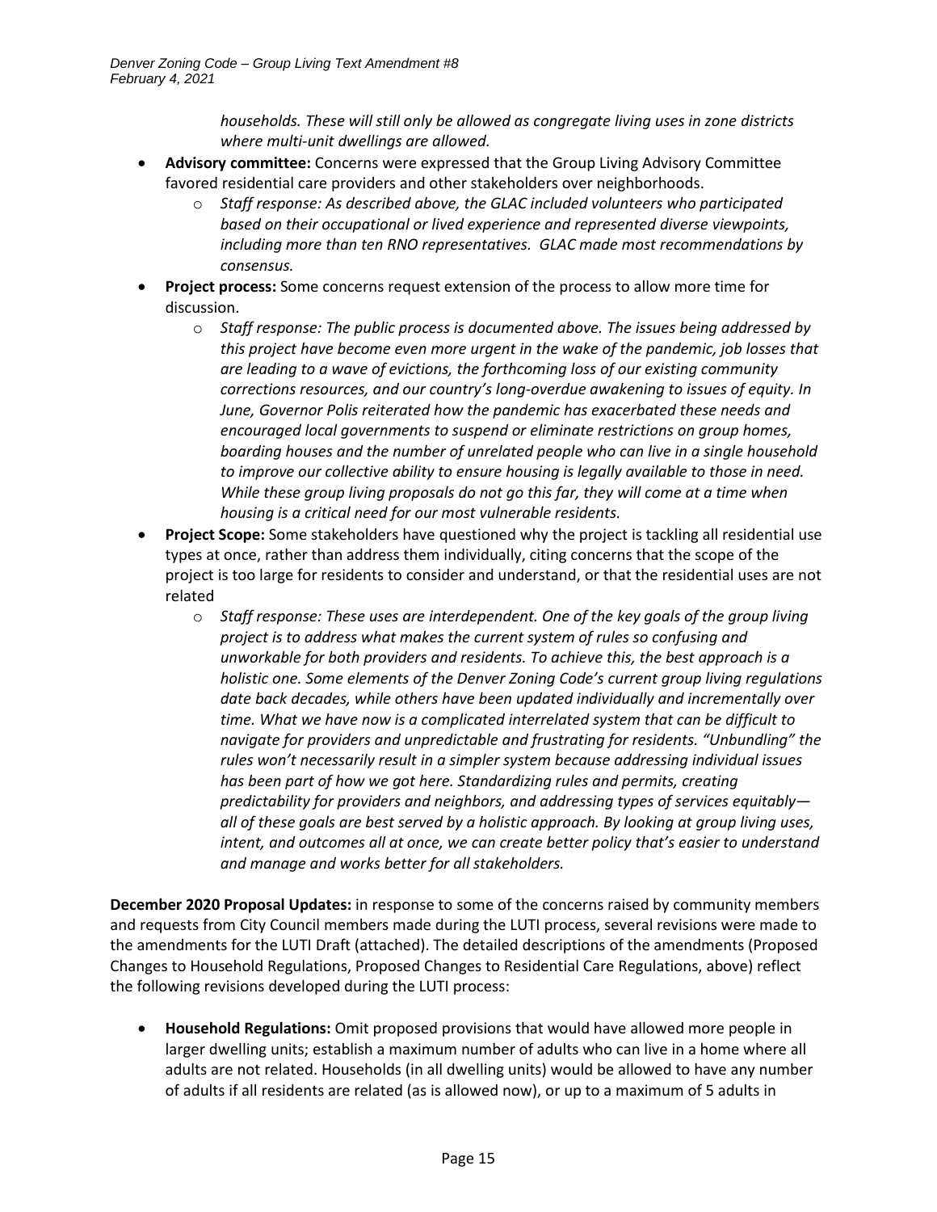*households. These will still only be allowed as congregate living uses in zone districts where multi-unit dwellings are allowed.*

- **Advisory committee:** Concerns were expressed that the Group Living Advisory Committee favored residential care providers and other stakeholders over neighborhoods.
  - *Staff response: As described above, the GLAC included volunteers who participated based on their occupational or lived experience and represented diverse viewpoints, including more than ten RNO representatives. GLAC made most recommendations by consensus.*
- **Project process:** Some concerns request extension of the process to allow more time for discussion.
  - *Staff response: The public process is documented above. The issues being addressed by this project have become even more urgent in the wake of the pandemic, job losses that are leading to a wave of evictions, the forthcoming loss of our existing community corrections resources, and our country's long-overdue awakening to issues of equity. In June, Governor Polis reiterated how the pandemic has exacerbated these needs and encouraged local governments to suspend or eliminate restrictions on group homes, boarding houses and the number of unrelated people who can live in a single household to improve our collective ability to ensure housing is legally available to those in need. While these group living proposals do not go this far, they will come at a time when housing is a critical need for our most vulnerable residents.*
- **Project Scope:** Some stakeholders have questioned why the project is tackling all residential use types at once, rather than address them individually, citing concerns that the scope of the project is too large for residents to consider and understand, or that the residential uses are not related
  - *Staff response: These uses are interdependent. One of the key goals of the group living project is to address what makes the current system of rules so confusing and unworkable for both providers and residents. To achieve this, the best approach is a holistic one. Some elements of the Denver Zoning Code's current group living regulations date back decades, while others have been updated individually and incrementally over time. What we have now is a complicated interrelated system that can be difficult to navigate for providers and unpredictable and frustrating for residents. "Unbundling" the rules won't necessarily result in a simpler system because addressing individual issues has been part of how we got here. Standardizing rules and permits, creating predictability for providers and neighbors, and addressing types of services equitably—all of these goals are best served by a holistic approach. By looking at group living uses, intent, and outcomes all at once, we can create better policy that's easier to understand and manage and works better for all stakeholders.*

**December 2020 Proposal Updates:** in response to some of the concerns raised by community members and requests from City Council members made during the LUTI process, several revisions were made to the amendments for the LUTI Draft (attached). The detailed descriptions of the amendments (Proposed Changes to Household Regulations, Proposed Changes to Residential Care Regulations, above) reflect the following revisions developed during the LUTI process:

- **Household Regulations:** Omit proposed provisions that would have allowed more people in larger dwelling units; establish a maximum number of adults who can live in a home where all adults are not related. Households (in all dwelling units) would be allowed to have any number of adults if all residents are related (as is allowed now), or up to a maximum of 5 adults in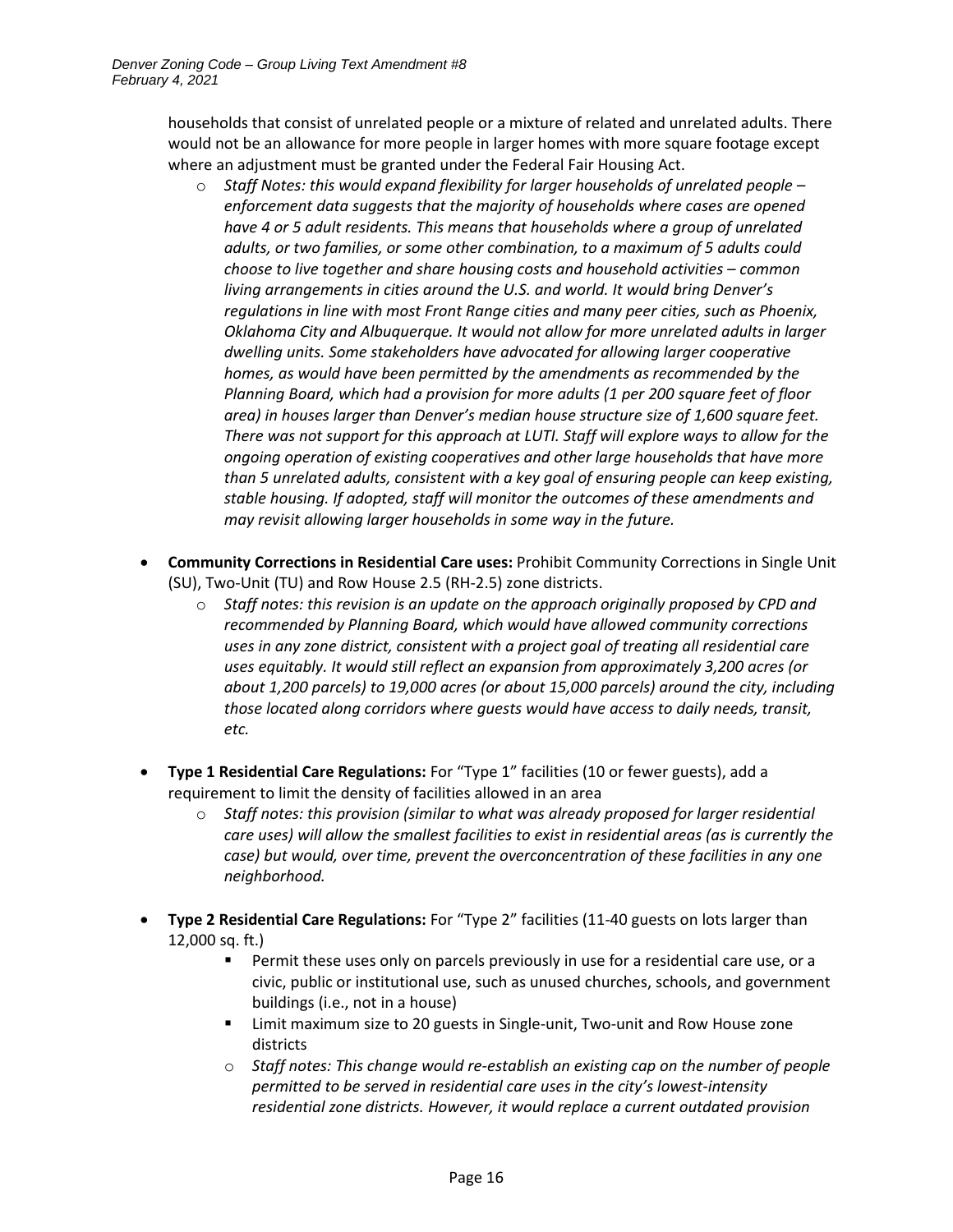households that consist of unrelated people or a mixture of related and unrelated adults. There would not be an allowance for more people in larger homes with more square footage except where an adjustment must be granted under the Federal Fair Housing Act.

  - *Staff Notes: this would expand flexibility for larger households of unrelated people – enforcement data suggests that the majority of households where cases are opened have 4 or 5 adult residents. This means that households where a group of unrelated adults, or two families, or some other combination, to a maximum of 5 adults could choose to live together and share housing costs and household activities – common living arrangements in cities around the U.S. and world. It would bring Denver's regulations in line with most Front Range cities and many peer cities, such as Phoenix, Oklahoma City and Albuquerque. It would not allow for more unrelated adults in larger dwelling units. Some stakeholders have advocated for allowing larger cooperative homes, as would have been permitted by the amendments as recommended by the Planning Board, which had a provision for more adults (1 per 200 square feet of floor area) in houses larger than Denver's median house structure size of 1,600 square feet. There was not support for this approach at LUTI. Staff will explore ways to allow for the ongoing operation of existing cooperatives and other large households that have more than 5 unrelated adults, consistent with a key goal of ensuring people can keep existing, stable housing. If adopted, staff will monitor the outcomes of these amendments and may revisit allowing larger households in some way in the future.*

- **Community Corrections in Residential Care uses:** Prohibit Community Corrections in Single Unit (SU), Two-Unit (TU) and Row House 2.5 (RH-2.5) zone districts.
  - *Staff notes: this revision is an update on the approach originally proposed by CPD and recommended by Planning Board, which would have allowed community corrections uses in any zone district, consistent with a project goal of treating all residential care uses equitably. It would still reflect an expansion from approximately 3,200 acres (or about 1,200 parcels) to 19,000 acres (or about 15,000 parcels) around the city, including those located along corridors where guests would have access to daily needs, transit, etc.*

- **Type 1 Residential Care Regulations:** For "Type 1" facilities (10 or fewer guests), add a requirement to limit the density of facilities allowed in an area
  - *Staff notes: this provision (similar to what was already proposed for larger residential care uses) will allow the smallest facilities to exist in residential areas (as is currently the case) but would, over time, prevent the overconcentration of these facilities in any one neighborhood.*

- **Type 2 Residential Care Regulations:** For "Type 2" facilities (11-40 guests on lots larger than 12,000 sq. ft.)
  - Permit these uses only on parcels previously in use for a residential care use, or a civic, public or institutional use, such as unused churches, schools, and government buildings (i.e., not in a house)
  - Limit maximum size to 20 guests in Single-unit, Two-unit and Row House zone districts
  - *Staff notes: This change would re-establish an existing cap on the number of people permitted to be served in residential care uses in the city's lowest-intensity residential zone districts. However, it would replace a current outdated provision*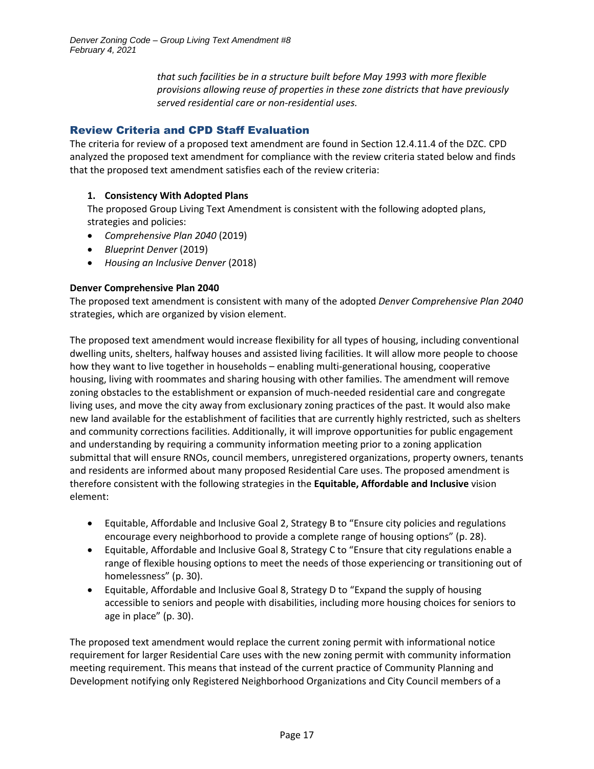*that such facilities be in a structure built before May 1993 with more flexible provisions allowing reuse of properties in these zone districts that have previously served residential care or non-residential uses.*

## Review Criteria and CPD Staff Evaluation

The criteria for review of a proposed text amendment are found in Section 12.4.11.4 of the DZC. CPD analyzed the proposed text amendment for compliance with the review criteria stated below and finds that the proposed text amendment satisfies each of the review criteria:

**1. Consistency With Adopted Plans**

The proposed Group Living Text Amendment is consistent with the following adopted plans, strategies and policies:

- *Comprehensive Plan 2040* (2019)
- *Blueprint Denver* (2019)
- *Housing an Inclusive Denver* (2018)

**Denver Comprehensive Plan 2040**

The proposed text amendment is consistent with many of the adopted *Denver Comprehensive Plan 2040* strategies, which are organized by vision element.

The proposed text amendment would increase flexibility for all types of housing, including conventional dwelling units, shelters, halfway houses and assisted living facilities. It will allow more people to choose how they want to live together in households – enabling multi-generational housing, cooperative housing, living with roommates and sharing housing with other families. The amendment will remove zoning obstacles to the establishment or expansion of much-needed residential care and congregate living uses, and move the city away from exclusionary zoning practices of the past. It would also make new land available for the establishment of facilities that are currently highly restricted, such as shelters and community corrections facilities. Additionally, it will improve opportunities for public engagement and understanding by requiring a community information meeting prior to a zoning application submittal that will ensure RNOs, council members, unregistered organizations, property owners, tenants and residents are informed about many proposed Residential Care uses. The proposed amendment is therefore consistent with the following strategies in the **Equitable, Affordable and Inclusive** vision element:

- Equitable, Affordable and Inclusive Goal 2, Strategy B to "Ensure city policies and regulations encourage every neighborhood to provide a complete range of housing options" (p. 28).
- Equitable, Affordable and Inclusive Goal 8, Strategy C to "Ensure that city regulations enable a range of flexible housing options to meet the needs of those experiencing or transitioning out of homelessness" (p. 30).
- Equitable, Affordable and Inclusive Goal 8, Strategy D to "Expand the supply of housing accessible to seniors and people with disabilities, including more housing choices for seniors to age in place" (p. 30).

The proposed text amendment would replace the current zoning permit with informational notice requirement for larger Residential Care uses with the new zoning permit with community information meeting requirement. This means that instead of the current practice of Community Planning and Development notifying only Registered Neighborhood Organizations and City Council members of a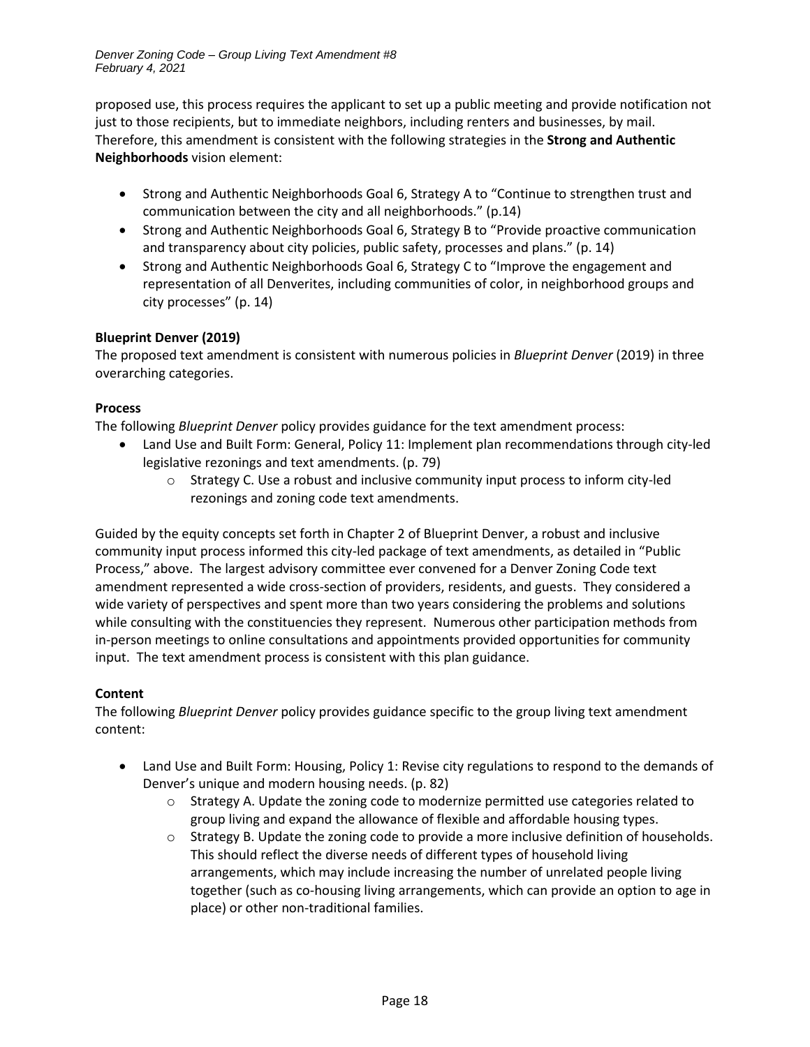proposed use, this process requires the applicant to set up a public meeting and provide notification not just to those recipients, but to immediate neighbors, including renters and businesses, by mail. Therefore, this amendment is consistent with the following strategies in the **Strong and Authentic Neighborhoods** vision element:

- Strong and Authentic Neighborhoods Goal 6, Strategy A to "Continue to strengthen trust and communication between the city and all neighborhoods." (p.14)
- Strong and Authentic Neighborhoods Goal 6, Strategy B to "Provide proactive communication and transparency about city policies, public safety, processes and plans." (p. 14)
- Strong and Authentic Neighborhoods Goal 6, Strategy C to "Improve the engagement and representation of all Denverites, including communities of color, in neighborhood groups and city processes" (p. 14)

**Blueprint Denver (2019)**

The proposed text amendment is consistent with numerous policies in *Blueprint Denver* (2019) in three overarching categories.

**Process**

The following *Blueprint Denver* policy provides guidance for the text amendment process:

- Land Use and Built Form: General, Policy 11: Implement plan recommendations through city-led legislative rezonings and text amendments. (p. 79)
  - Strategy C. Use a robust and inclusive community input process to inform city-led rezonings and zoning code text amendments.

Guided by the equity concepts set forth in Chapter 2 of Blueprint Denver, a robust and inclusive community input process informed this city-led package of text amendments, as detailed in "Public Process," above. The largest advisory committee ever convened for a Denver Zoning Code text amendment represented a wide cross-section of providers, residents, and guests. They considered a wide variety of perspectives and spent more than two years considering the problems and solutions while consulting with the constituencies they represent. Numerous other participation methods from in-person meetings to online consultations and appointments provided opportunities for community input. The text amendment process is consistent with this plan guidance.

**Content**

The following *Blueprint Denver* policy provides guidance specific to the group living text amendment content:

- Land Use and Built Form: Housing, Policy 1: Revise city regulations to respond to the demands of Denver's unique and modern housing needs. (p. 82)
  - Strategy A. Update the zoning code to modernize permitted use categories related to group living and expand the allowance of flexible and affordable housing types.
  - Strategy B. Update the zoning code to provide a more inclusive definition of households. This should reflect the diverse needs of different types of household living arrangements, which may include increasing the number of unrelated people living together (such as co-housing living arrangements, which can provide an option to age in place) or other non-traditional families.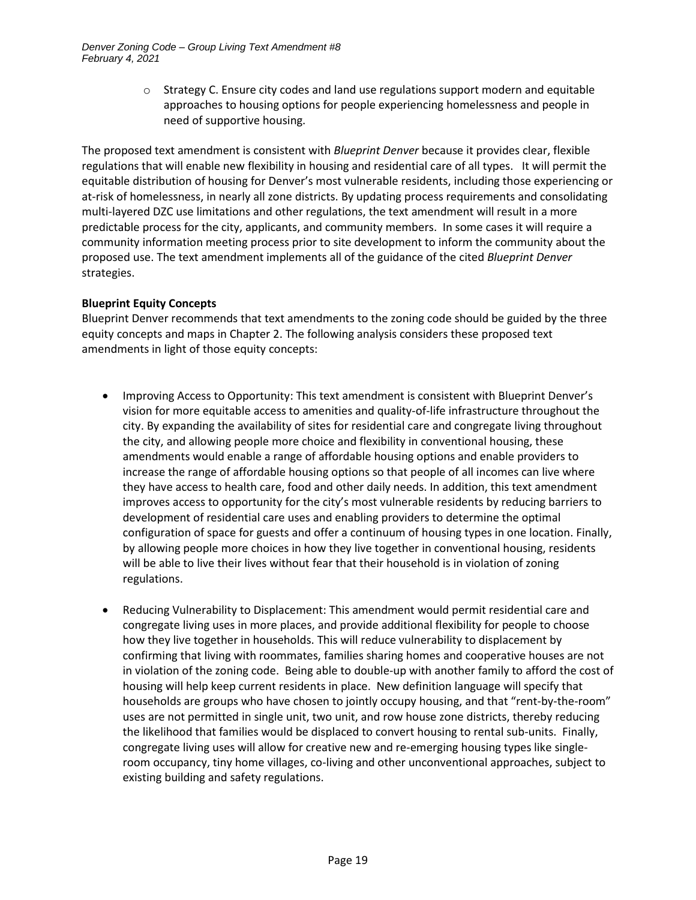- Strategy C. Ensure city codes and land use regulations support modern and equitable approaches to housing options for people experiencing homelessness and people in need of supportive housing.

The proposed text amendment is consistent with *Blueprint Denver* because it provides clear, flexible regulations that will enable new flexibility in housing and residential care of all types. It will permit the equitable distribution of housing for Denver's most vulnerable residents, including those experiencing or at-risk of homelessness, in nearly all zone districts. By updating process requirements and consolidating multi-layered DZC use limitations and other regulations, the text amendment will result in a more predictable process for the city, applicants, and community members. In some cases it will require a community information meeting process prior to site development to inform the community about the proposed use. The text amendment implements all of the guidance of the cited *Blueprint Denver* strategies.

**Blueprint Equity Concepts**

Blueprint Denver recommends that text amendments to the zoning code should be guided by the three equity concepts and maps in Chapter 2. The following analysis considers these proposed text amendments in light of those equity concepts:

- Improving Access to Opportunity: This text amendment is consistent with Blueprint Denver's vision for more equitable access to amenities and quality-of-life infrastructure throughout the city. By expanding the availability of sites for residential care and congregate living throughout the city, and allowing people more choice and flexibility in conventional housing, these amendments would enable a range of affordable housing options and enable providers to increase the range of affordable housing options so that people of all incomes can live where they have access to health care, food and other daily needs. In addition, this text amendment improves access to opportunity for the city's most vulnerable residents by reducing barriers to development of residential care uses and enabling providers to determine the optimal configuration of space for guests and offer a continuum of housing types in one location. Finally, by allowing people more choices in how they live together in conventional housing, residents will be able to live their lives without fear that their household is in violation of zoning regulations.

- Reducing Vulnerability to Displacement: This amendment would permit residential care and congregate living uses in more places, and provide additional flexibility for people to choose how they live together in households. This will reduce vulnerability to displacement by confirming that living with roommates, families sharing homes and cooperative houses are not in violation of the zoning code. Being able to double-up with another family to afford the cost of housing will help keep current residents in place. New definition language will specify that households are groups who have chosen to jointly occupy housing, and that "rent-by-the-room" uses are not permitted in single unit, two unit, and row house zone districts, thereby reducing the likelihood that families would be displaced to convert housing to rental sub-units. Finally, congregate living uses will allow for creative new and re-emerging housing types like single-room occupancy, tiny home villages, co-living and other unconventional approaches, subject to existing building and safety regulations.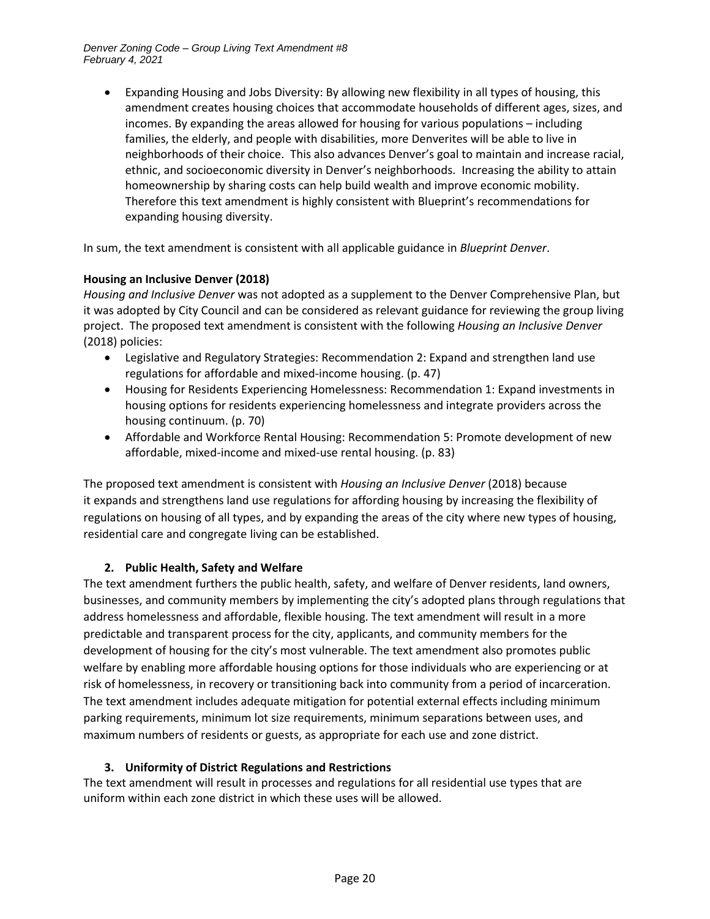- Expanding Housing and Jobs Diversity: By allowing new flexibility in all types of housing, this amendment creates housing choices that accommodate households of different ages, sizes, and incomes. By expanding the areas allowed for housing for various populations – including families, the elderly, and people with disabilities, more Denverites will be able to live in neighborhoods of their choice. This also advances Denver's goal to maintain and increase racial, ethnic, and socioeconomic diversity in Denver's neighborhoods. Increasing the ability to attain homeownership by sharing costs can help build wealth and improve economic mobility. Therefore this text amendment is highly consistent with Blueprint's recommendations for expanding housing diversity.

In sum, the text amendment is consistent with all applicable guidance in *Blueprint Denver*.

**Housing an Inclusive Denver (2018)**

*Housing and Inclusive Denver* was not adopted as a supplement to the Denver Comprehensive Plan, but it was adopted by City Council and can be considered as relevant guidance for reviewing the group living project. The proposed text amendment is consistent with the following *Housing an Inclusive Denver* (2018) policies:

- Legislative and Regulatory Strategies: Recommendation 2: Expand and strengthen land use regulations for affordable and mixed-income housing. (p. 47)
- Housing for Residents Experiencing Homelessness: Recommendation 1: Expand investments in housing options for residents experiencing homelessness and integrate providers across the housing continuum. (p. 70)
- Affordable and Workforce Rental Housing: Recommendation 5: Promote development of new affordable, mixed-income and mixed-use rental housing. (p. 83)

The proposed text amendment is consistent with *Housing an Inclusive Denver* (2018) because it expands and strengthens land use regulations for affording housing by increasing the flexibility of regulations on housing of all types, and by expanding the areas of the city where new types of housing, residential care and congregate living can be established.

**2. Public Health, Safety and Welfare**

The text amendment furthers the public health, safety, and welfare of Denver residents, land owners, businesses, and community members by implementing the city's adopted plans through regulations that address homelessness and affordable, flexible housing. The text amendment will result in a more predictable and transparent process for the city, applicants, and community members for the development of housing for the city's most vulnerable. The text amendment also promotes public welfare by enabling more affordable housing options for those individuals who are experiencing or at risk of homelessness, in recovery or transitioning back into community from a period of incarceration. The text amendment includes adequate mitigation for potential external effects including minimum parking requirements, minimum lot size requirements, minimum separations between uses, and maximum numbers of residents or guests, as appropriate for each use and zone district.

**3. Uniformity of District Regulations and Restrictions**

The text amendment will result in processes and regulations for all residential use types that are uniform within each zone district in which these uses will be allowed.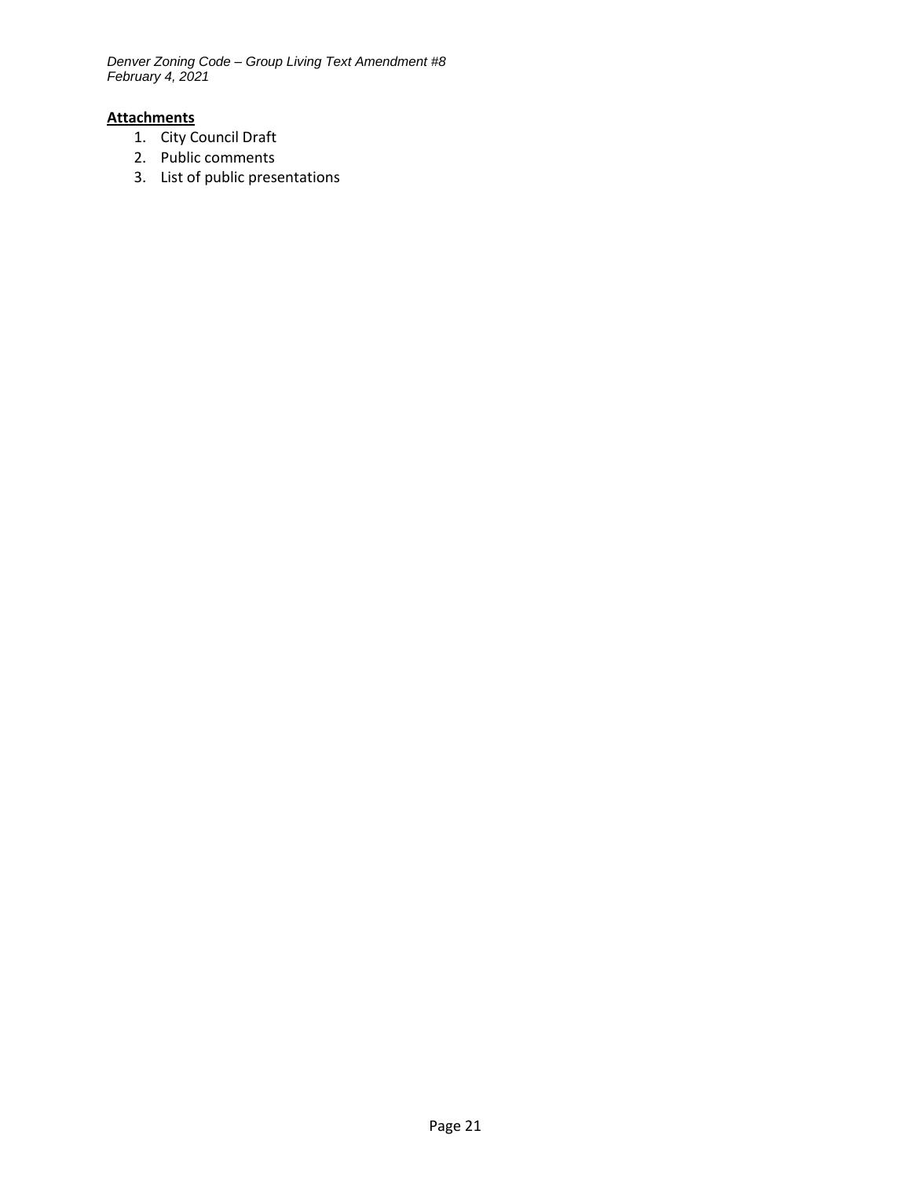**Attachments**

1. City Council Draft
2. Public comments
3. List of public presentations